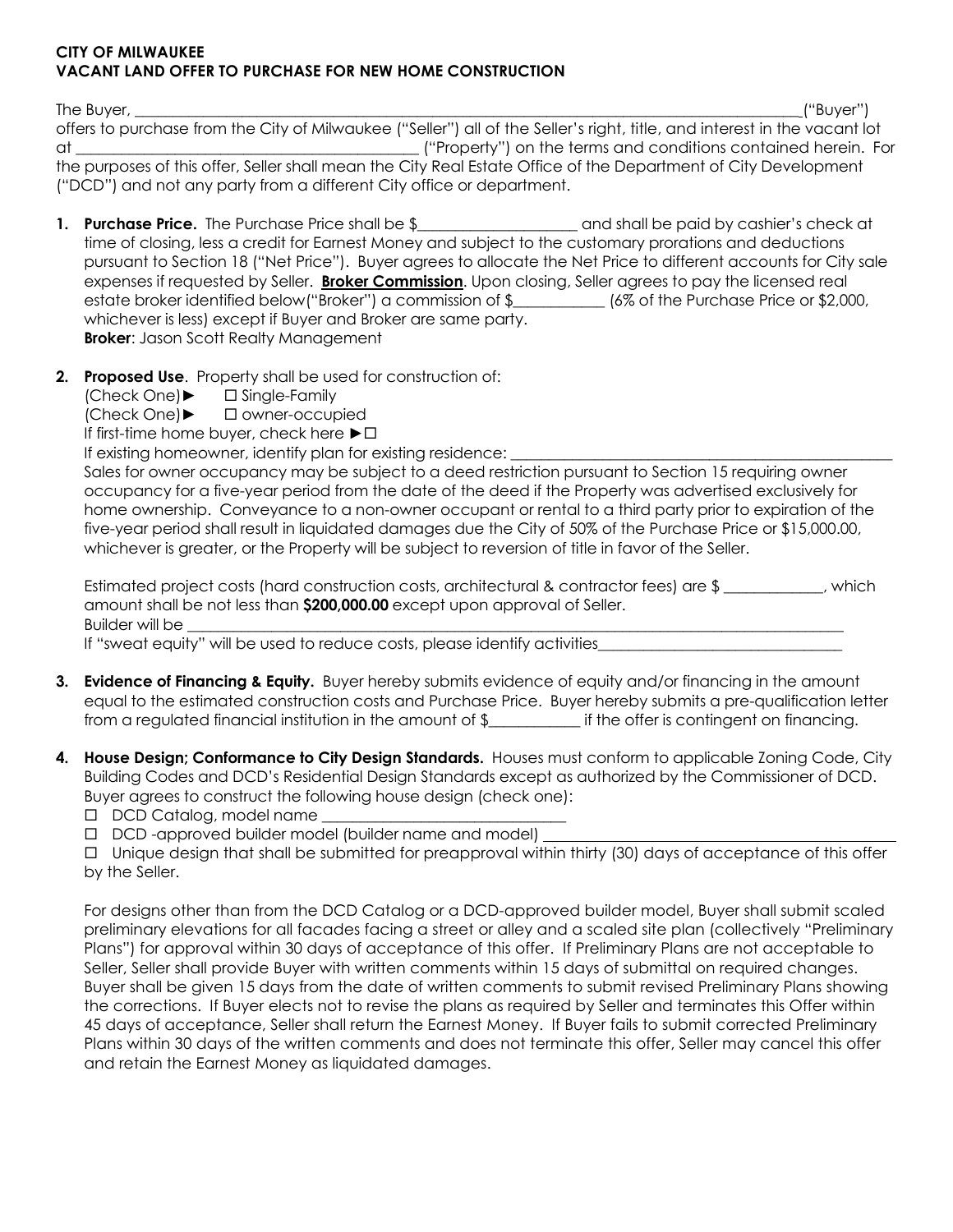**CITY OF MILWAUKEE**
**VACANT LAND OFFER TO PURCHASE FOR NEW HOME CONSTRUCTION**

The Buyer, ______________________________________________________________________________("Buyer") offers to purchase from the City of Milwaukee ("Seller") all of the Seller's right, title, and interest in the vacant lot at ________________________________________ ("Property") on the terms and conditions contained herein. For the purposes of this offer, Seller shall mean the City Real Estate Office of the Department of City Development ("DCD") and not any party from a different City office or department.

1. **Purchase Price.** The Purchase Price shall be $____________________ and shall be paid by cashier's check at time of closing, less a credit for Earnest Money and subject to the customary prorations and deductions pursuant to Section 18 ("Net Price"). Buyer agrees to allocate the Net Price to different accounts for City sale expenses if requested by Seller. **Broker Commission**. Upon closing, Seller agrees to pay the licensed real estate broker identified below("Broker") a commission of $___________ (6% of the Purchase Price or $2,000, whichever is less) except if Buyer and Broker are same party.
   **Broker**: Jason Scott Realty Management

2. **Proposed Use**. Property shall be used for construction of:
   (Check One)► ☐ Single-Family
   (Check One)► ☐ owner-occupied
   If first-time home buyer, check here ►☐
   If existing homeowner, identify plan for existing residence: ______________________________________________
   Sales for owner occupancy may be subject to a deed restriction pursuant to Section 15 requiring owner occupancy for a five-year period from the date of the deed if the Property was advertised exclusively for home ownership. Conveyance to a non-owner occupant or rental to a third party prior to expiration of the five-year period shall result in liquidated damages due the City of 50% of the Purchase Price or $15,000.00, whichever is greater, or the Property will be subject to reversion of title in favor of the Seller.

   Estimated project costs (hard construction costs, architectural & contractor fees) are $ ____________, which amount shall be not less than **$200,000.00** except upon approval of Seller.
   Builder will be ________________________________________________________________________________
   If "sweat equity" will be used to reduce costs, please identify activities_____________________________

3. **Evidence of Financing & Equity.** Buyer hereby submits evidence of equity and/or financing in the amount equal to the estimated construction costs and Purchase Price. Buyer hereby submits a pre-qualification letter from a regulated financial institution in the amount of $___________ if the offer is contingent on financing.

4. **House Design; Conformance to City Design Standards.** Houses must conform to applicable Zoning Code, City Building Codes and DCD's Residential Design Standards except as authorized by the Commissioner of DCD. Buyer agrees to construct the following house design (check one):
   ☐ DCD Catalog, model name ______________________________
   ☐ DCD -approved builder model (builder name and model) ________________________________________
   ☐ Unique design that shall be submitted for preapproval within thirty (30) days of acceptance of this offer by the Seller.

   For designs other than from the DCD Catalog or a DCD-approved builder model, Buyer shall submit scaled preliminary elevations for all facades facing a street or alley and a scaled site plan (collectively "Preliminary Plans") for approval within 30 days of acceptance of this offer. If Preliminary Plans are not acceptable to Seller, Seller shall provide Buyer with written comments within 15 days of submittal on required changes. Buyer shall be given 15 days from the date of written comments to submit revised Preliminary Plans showing the corrections. If Buyer elects not to revise the plans as required by Seller and terminates this Offer within 45 days of acceptance, Seller shall return the Earnest Money. If Buyer fails to submit corrected Preliminary Plans within 30 days of the written comments and does not terminate this offer, Seller may cancel this offer and retain the Earnest Money as liquidated damages.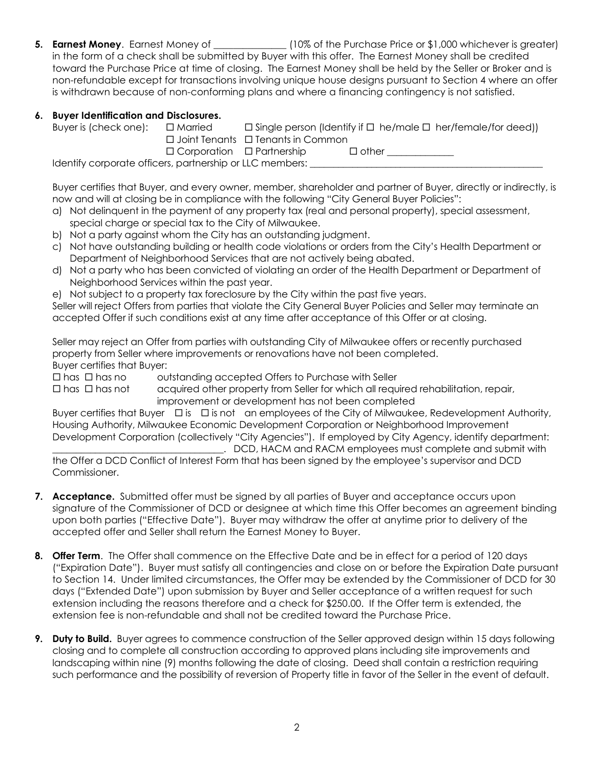**5. Earnest Money**. Earnest Money of _______________ (10% of the Purchase Price or $1,000 whichever is greater) in the form of a check shall be submitted by Buyer with this offer. The Earnest Money shall be credited toward the Purchase Price at time of closing. The Earnest Money shall be held by the Seller or Broker and is non-refundable except for transactions involving unique house designs pursuant to Section 4 where an offer is withdrawn because of non-conforming plans and where a financing contingency is not satisfied.

**6. Buyer Identification and Disclosures.**

Buyer is (check one): ☐ Married ☐ Single person (Identify if ☐ he/male ☐ her/female/for deed))
☐ Joint Tenants ☐ Tenants in Common
☐ Corporation ☐ Partnership ☐ other _____________

Identify corporate officers, partnership or LLC members: _______________________________________________

Buyer certifies that Buyer, and every owner, member, shareholder and partner of Buyer, directly or indirectly, is now and will at closing be in compliance with the following "City General Buyer Policies":

a) Not delinquent in the payment of any property tax (real and personal property), special assessment, special charge or special tax to the City of Milwaukee.
b) Not a party against whom the City has an outstanding judgment.
c) Not have outstanding building or health code violations or orders from the City's Health Department or Department of Neighborhood Services that are not actively being abated.
d) Not a party who has been convicted of violating an order of the Health Department or Department of Neighborhood Services within the past year.
e) Not subject to a property tax foreclosure by the City within the past five years.

Seller will reject Offers from parties that violate the City General Buyer Policies and Seller may terminate an accepted Offer if such conditions exist at any time after acceptance of this Offer or at closing.

Seller may reject an Offer from parties with outstanding City of Milwaukee offers or recently purchased property from Seller where improvements or renovations have not been completed.

Buyer certifies that Buyer:

☐ has ☐ has no outstanding accepted Offers to Purchase with Seller

☐ has ☐ has not acquired other property from Seller for which all required rehabilitation, repair, improvement or development has not been completed

Buyer certifies that Buyer ☐ is ☐ is not an employees of the City of Milwaukee, Redevelopment Authority, Housing Authority, Milwaukee Economic Development Corporation or Neighborhood Improvement Development Corporation (collectively "City Agencies"). If employed by City Agency, identify department: ___________________________________. DCD, HACM and RACM employees must complete and submit with the Offer a DCD Conflict of Interest Form that has been signed by the employee's supervisor and DCD Commissioner.

**7. Acceptance.** Submitted offer must be signed by all parties of Buyer and acceptance occurs upon signature of the Commissioner of DCD or designee at which time this Offer becomes an agreement binding upon both parties ("Effective Date"). Buyer may withdraw the offer at anytime prior to delivery of the accepted offer and Seller shall return the Earnest Money to Buyer.

**8. Offer Term**. The Offer shall commence on the Effective Date and be in effect for a period of 120 days ("Expiration Date"). Buyer must satisfy all contingencies and close on or before the Expiration Date pursuant to Section 14. Under limited circumstances, the Offer may be extended by the Commissioner of DCD for 30 days ("Extended Date") upon submission by Buyer and Seller acceptance of a written request for such extension including the reasons therefore and a check for $250.00. If the Offer term is extended, the extension fee is non-refundable and shall not be credited toward the Purchase Price.

**9. Duty to Build.** Buyer agrees to commence construction of the Seller approved design within 15 days following closing and to complete all construction according to approved plans including site improvements and landscaping within nine (9) months following the date of closing. Deed shall contain a restriction requiring such performance and the possibility of reversion of Property title in favor of the Seller in the event of default.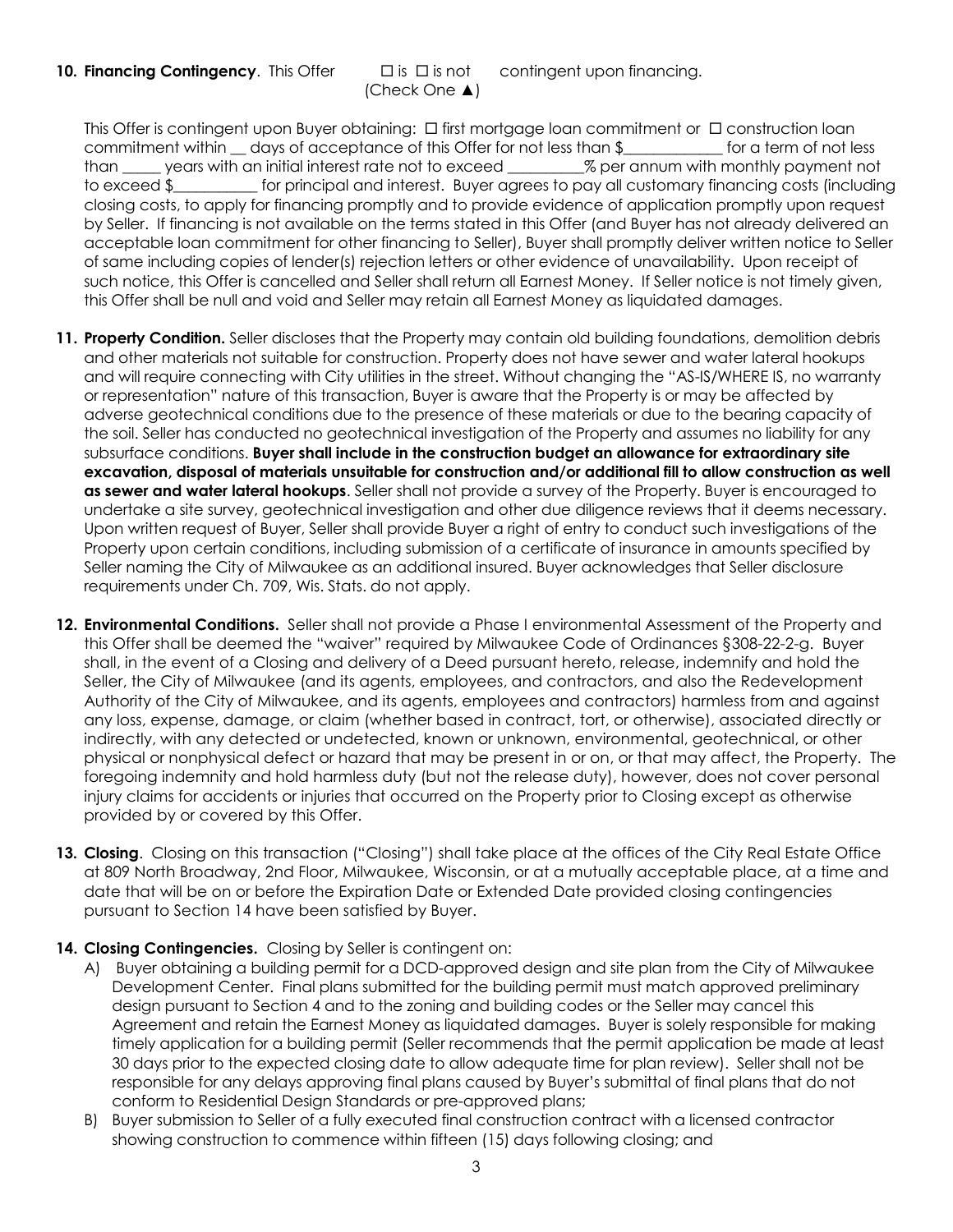**10. Financing Contingency**. This Offer ☐ is ☐ is not contingent upon financing. (Check One ▲)

This Offer is contingent upon Buyer obtaining: ☐ first mortgage loan commitment or ☐ construction loan commitment within __ days of acceptance of this Offer for not less than $____________ for a term of not less than _____ years with an initial interest rate not to exceed __________% per annum with monthly payment not to exceed $___________ for principal and interest. Buyer agrees to pay all customary financing costs (including closing costs, to apply for financing promptly and to provide evidence of application promptly upon request by Seller. If financing is not available on the terms stated in this Offer (and Buyer has not already delivered an acceptable loan commitment for other financing to Seller), Buyer shall promptly deliver written notice to Seller of same including copies of lender(s) rejection letters or other evidence of unavailability. Upon receipt of such notice, this Offer is cancelled and Seller shall return all Earnest Money. If Seller notice is not timely given, this Offer shall be null and void and Seller may retain all Earnest Money as liquidated damages.

**11. Property Condition.** Seller discloses that the Property may contain old building foundations, demolition debris and other materials not suitable for construction. Property does not have sewer and water lateral hookups and will require connecting with City utilities in the street. Without changing the "AS-IS/WHERE IS, no warranty or representation" nature of this transaction, Buyer is aware that the Property is or may be affected by adverse geotechnical conditions due to the presence of these materials or due to the bearing capacity of the soil. Seller has conducted no geotechnical investigation of the Property and assumes no liability for any subsurface conditions. **Buyer shall include in the construction budget an allowance for extraordinary site excavation, disposal of materials unsuitable for construction and/or additional fill to allow construction as well as sewer and water lateral hookups**. Seller shall not provide a survey of the Property. Buyer is encouraged to undertake a site survey, geotechnical investigation and other due diligence reviews that it deems necessary. Upon written request of Buyer, Seller shall provide Buyer a right of entry to conduct such investigations of the Property upon certain conditions, including submission of a certificate of insurance in amounts specified by Seller naming the City of Milwaukee as an additional insured. Buyer acknowledges that Seller disclosure requirements under Ch. 709, Wis. Stats. do not apply.

**12. Environmental Conditions.** Seller shall not provide a Phase I environmental Assessment of the Property and this Offer shall be deemed the "waiver" required by Milwaukee Code of Ordinances §308-22-2-g. Buyer shall, in the event of a Closing and delivery of a Deed pursuant hereto, release, indemnify and hold the Seller, the City of Milwaukee (and its agents, employees, and contractors, and also the Redevelopment Authority of the City of Milwaukee, and its agents, employees and contractors) harmless from and against any loss, expense, damage, or claim (whether based in contract, tort, or otherwise), associated directly or indirectly, with any detected or undetected, known or unknown, environmental, geotechnical, or other physical or nonphysical defect or hazard that may be present in or on, or that may affect, the Property. The foregoing indemnity and hold harmless duty (but not the release duty), however, does not cover personal injury claims for accidents or injuries that occurred on the Property prior to Closing except as otherwise provided by or covered by this Offer.

**13. Closing**. Closing on this transaction ("Closing") shall take place at the offices of the City Real Estate Office at 809 North Broadway, 2nd Floor, Milwaukee, Wisconsin, or at a mutually acceptable place, at a time and date that will be on or before the Expiration Date or Extended Date provided closing contingencies pursuant to Section 14 have been satisfied by Buyer.

**14. Closing Contingencies.** Closing by Seller is contingent on:

A) Buyer obtaining a building permit for a DCD-approved design and site plan from the City of Milwaukee Development Center. Final plans submitted for the building permit must match approved preliminary design pursuant to Section 4 and to the zoning and building codes or the Seller may cancel this Agreement and retain the Earnest Money as liquidated damages. Buyer is solely responsible for making timely application for a building permit (Seller recommends that the permit application be made at least 30 days prior to the expected closing date to allow adequate time for plan review). Seller shall not be responsible for any delays approving final plans caused by Buyer's submittal of final plans that do not conform to Residential Design Standards or pre-approved plans;

B) Buyer submission to Seller of a fully executed final construction contract with a licensed contractor showing construction to commence within fifteen (15) days following closing; and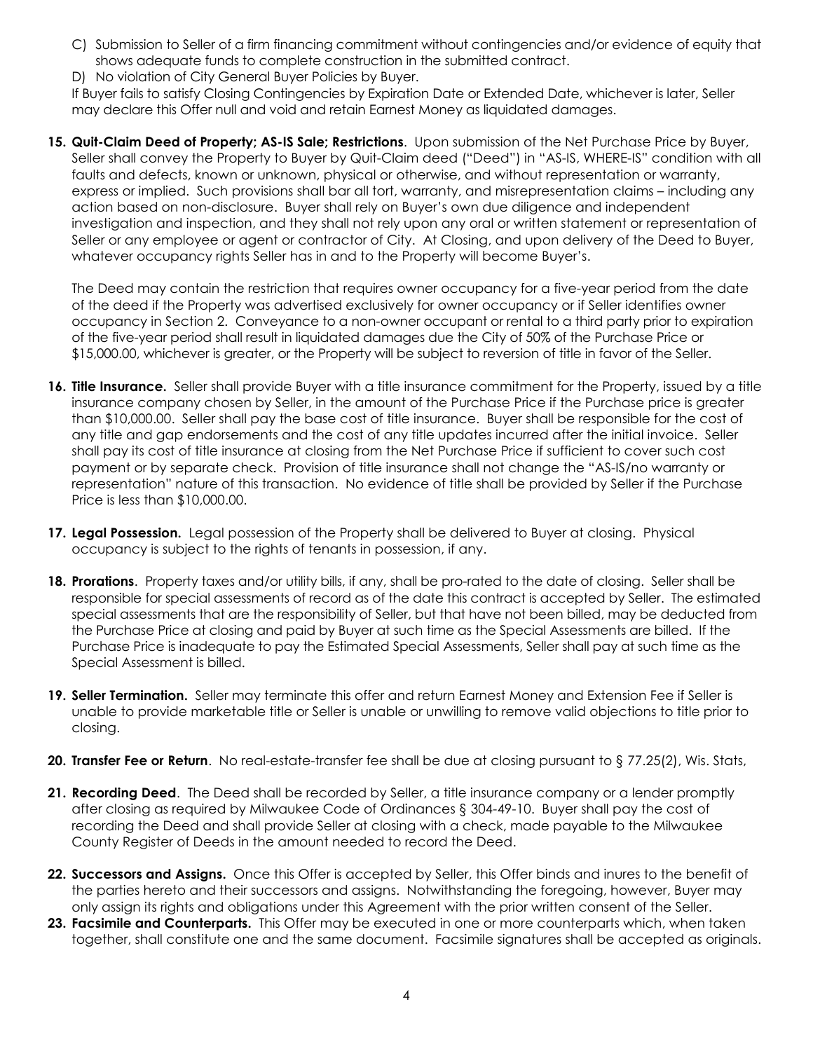C) Submission to Seller of a firm financing commitment without contingencies and/or evidence of equity that shows adequate funds to complete construction in the submitted contract.

D) No violation of City General Buyer Policies by Buyer.

If Buyer fails to satisfy Closing Contingencies by Expiration Date or Extended Date, whichever is later, Seller may declare this Offer null and void and retain Earnest Money as liquidated damages.

**15. Quit-Claim Deed of Property; AS-IS Sale; Restrictions**. Upon submission of the Net Purchase Price by Buyer, Seller shall convey the Property to Buyer by Quit-Claim deed ("Deed") in "AS-IS, WHERE-IS" condition with all faults and defects, known or unknown, physical or otherwise, and without representation or warranty, express or implied. Such provisions shall bar all tort, warranty, and misrepresentation claims – including any action based on non-disclosure. Buyer shall rely on Buyer's own due diligence and independent investigation and inspection, and they shall not rely upon any oral or written statement or representation of Seller or any employee or agent or contractor of City. At Closing, and upon delivery of the Deed to Buyer, whatever occupancy rights Seller has in and to the Property will become Buyer's.

The Deed may contain the restriction that requires owner occupancy for a five-year period from the date of the deed if the Property was advertised exclusively for owner occupancy or if Seller identifies owner occupancy in Section 2. Conveyance to a non-owner occupant or rental to a third party prior to expiration of the five-year period shall result in liquidated damages due the City of 50% of the Purchase Price or \$15,000.00, whichever is greater, or the Property will be subject to reversion of title in favor of the Seller.

**16. Title Insurance.** Seller shall provide Buyer with a title insurance commitment for the Property, issued by a title insurance company chosen by Seller, in the amount of the Purchase Price if the Purchase price is greater than \$10,000.00. Seller shall pay the base cost of title insurance. Buyer shall be responsible for the cost of any title and gap endorsements and the cost of any title updates incurred after the initial invoice. Seller shall pay its cost of title insurance at closing from the Net Purchase Price if sufficient to cover such cost payment or by separate check. Provision of title insurance shall not change the "AS-IS/no warranty or representation" nature of this transaction. No evidence of title shall be provided by Seller if the Purchase Price is less than \$10,000.00.

**17. Legal Possession.** Legal possession of the Property shall be delivered to Buyer at closing. Physical occupancy is subject to the rights of tenants in possession, if any.

**18. Prorations**. Property taxes and/or utility bills, if any, shall be pro-rated to the date of closing. Seller shall be responsible for special assessments of record as of the date this contract is accepted by Seller. The estimated special assessments that are the responsibility of Seller, but that have not been billed, may be deducted from the Purchase Price at closing and paid by Buyer at such time as the Special Assessments are billed. If the Purchase Price is inadequate to pay the Estimated Special Assessments, Seller shall pay at such time as the Special Assessment is billed.

**19. Seller Termination.** Seller may terminate this offer and return Earnest Money and Extension Fee if Seller is unable to provide marketable title or Seller is unable or unwilling to remove valid objections to title prior to closing.

**20. Transfer Fee or Return**. No real-estate-transfer fee shall be due at closing pursuant to § 77.25(2), Wis. Stats,

**21. Recording Deed**. The Deed shall be recorded by Seller, a title insurance company or a lender promptly after closing as required by Milwaukee Code of Ordinances § 304-49-10. Buyer shall pay the cost of recording the Deed and shall provide Seller at closing with a check, made payable to the Milwaukee County Register of Deeds in the amount needed to record the Deed.

**22. Successors and Assigns.** Once this Offer is accepted by Seller, this Offer binds and inures to the benefit of the parties hereto and their successors and assigns. Notwithstanding the foregoing, however, Buyer may only assign its rights and obligations under this Agreement with the prior written consent of the Seller.

**23. Facsimile and Counterparts.** This Offer may be executed in one or more counterparts which, when taken together, shall constitute one and the same document. Facsimile signatures shall be accepted as originals.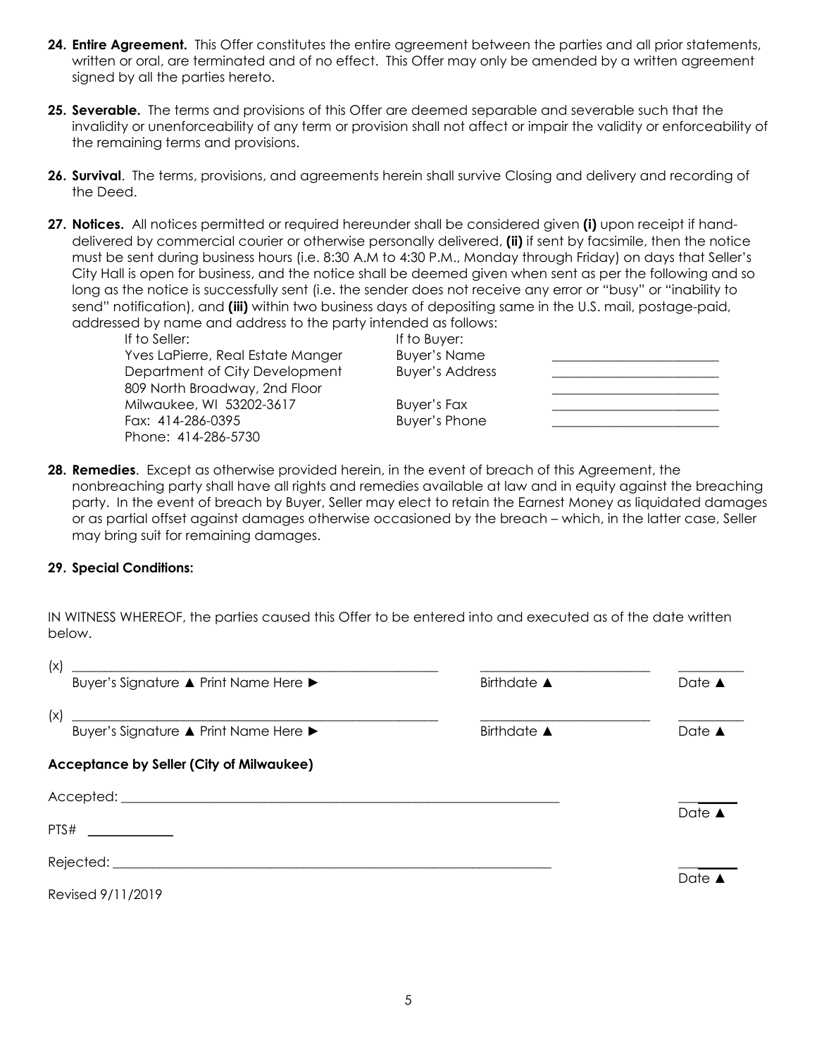**24. Entire Agreement.** This Offer constitutes the entire agreement between the parties and all prior statements, written or oral, are terminated and of no effect. This Offer may only be amended by a written agreement signed by all the parties hereto.

**25. Severable.** The terms and provisions of this Offer are deemed separable and severable such that the invalidity or unenforceability of any term or provision shall not affect or impair the validity or enforceability of the remaining terms and provisions.

**26. Survival**. The terms, provisions, and agreements herein shall survive Closing and delivery and recording of the Deed.

**27. Notices.** All notices permitted or required hereunder shall be considered given **(i)** upon receipt if hand-delivered by commercial courier or otherwise personally delivered, **(ii)** if sent by facsimile, then the notice must be sent during business hours (i.e. 8:30 A.M to 4:30 P.M., Monday through Friday) on days that Seller's City Hall is open for business, and the notice shall be deemed given when sent as per the following and so long as the notice is successfully sent (i.e. the sender does not receive any error or "busy" or "inability to send" notification), and **(iii)** within two business days of depositing same in the U.S. mail, postage-paid, addressed by name and address to the party intended as follows:

| If to Seller: | If to Buyer: | |
|---|---|---|
| Yves LaPierre, Real Estate Manger | Buyer's Name | ________________________ |
| Department of City Development | Buyer's Address | ________________________ |
| 809 North Broadway, 2nd Floor | | ________________________ |
| Milwaukee, WI 53202-3617 | Buyer's Fax | ________________________ |
| Fax: 414-286-0395 | Buyer's Phone | ________________________ |
| Phone: 414-286-5730 | | |

**28. Remedies**. Except as otherwise provided herein, in the event of breach of this Agreement, the nonbreaching party shall have all rights and remedies available at law and in equity against the breaching party. In the event of breach by Buyer, Seller may elect to retain the Earnest Money as liquidated damages or as partial offset against damages otherwise occasioned by the breach – which, in the latter case, Seller may bring suit for remaining damages.

**29. Special Conditions:**

IN WITNESS WHEREOF, the parties caused this Offer to be entered into and executed as of the date written below.

(x) ________________________________________________ ________________________ __________
Buyer's Signature ▲ Print Name Here ► Birthdate ▲ Date ▲

(x) ________________________________________________ ________________________ __________
Buyer's Signature ▲ Print Name Here ► Birthdate ▲ Date ▲

**Acceptance by Seller (City of Milwaukee)**

Accepted: ____________________________________________________________ ______
Date ▲

PTS# ____________

Rejected: ____________________________________________________________ ______
Date ▲

Revised 9/11/2019